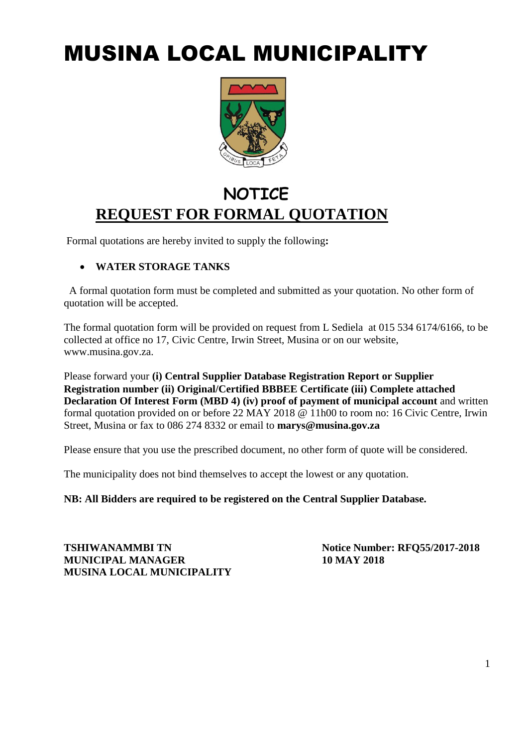# MUSINA LOCAL MUNICIPALITY

## NOTICE

## REQUEST FOR FORMAL QUOTATION

Formal quotations are hereby invited to supply the following**:**

- **WATER STORAGE TANKS**

A formal quotation form must be completed and submitted as your quotation. No other form of quotation will be accepted.

The formal quotation form will be provided on request from L Sediela at 015 534 6174/6166, to be collected at office no 17, Civic Centre, Irwin Street, Musina or on our website, www.musina.gov.za.

Please forward your **(i) Central Supplier Database Registration Report or Supplier Registration number (ii) Original/Certified BBBEE Certificate (iii) Complete attached Declaration Of Interest Form (MBD 4) (iv) proof of payment of municipal account** and written formal quotation provided on or before 22 MAY 2018 @ 11h00 to room no: 16 Civic Centre, Irwin Street, Musina or fax to 086 274 8332 or email to **marys@musina.gov.za**

Please ensure that you use the prescribed document, no other form of quote will be considered.

The municipality does not bind themselves to accept the lowest or any quotation.

**NB: All Bidders are required to be registered on the Central Supplier Database.**

**TSHIWANAMMBI TN**
**MUNICIPAL MANAGER**
**MUSINA LOCAL MUNICIPALITY**

**Notice Number: RFQ55/2017-2018**
**10 MAY 2018**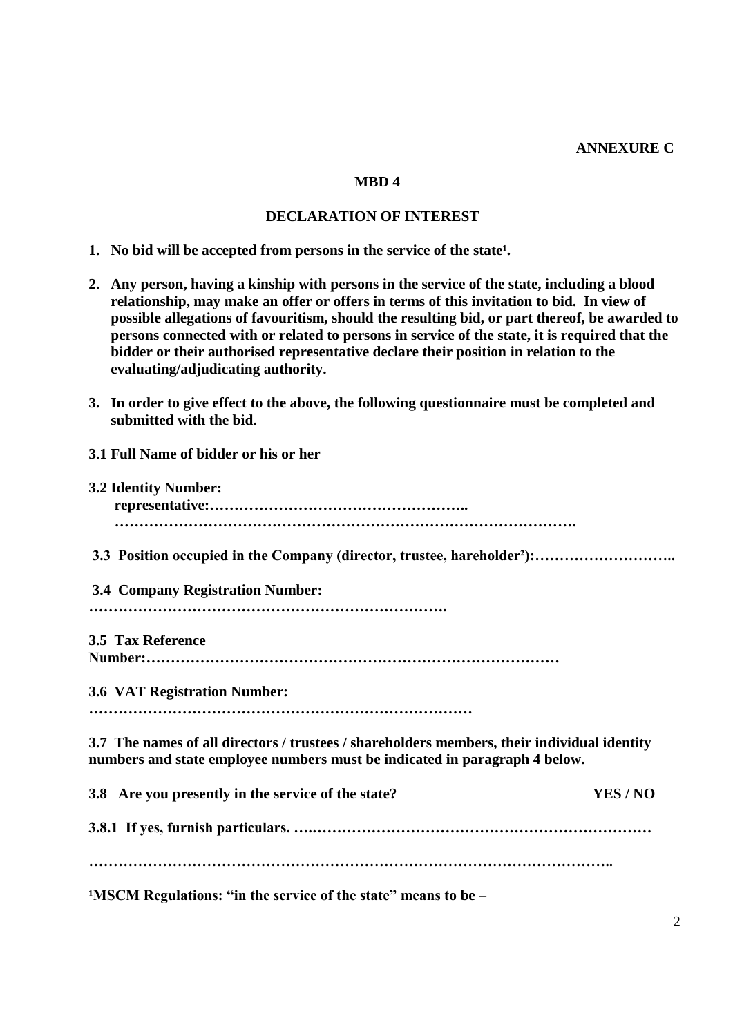**ANNEXURE C**

**MBD 4**

**DECLARATION OF INTEREST**

1. **No bid will be accepted from persons in the service of the state[1].**

2. **Any person, having a kinship with persons in the service of the state, including a blood relationship, may make an offer or offers in terms of this invitation to bid. In view of possible allegations of favouritism, should the resulting bid, or part thereof, be awarded to persons connected with or related to persons in service of the state, it is required that the bidder or their authorised representative declare their position in relation to the evaluating/adjudicating authority.**

3. **In order to give effect to the above, the following questionnaire must be completed and submitted with the bid.**

**3.1 Full Name of bidder or his or her**

**3.2 Identity Number:**
**representative:……………………………………………..**
**……………………………………………………………………………….**

**3.3 Position occupied in the Company (director, trustee, hareholder[2]):………………………..**

**3.4 Company Registration Number:**
**……………………………………………………………….**

**3.5 Tax Reference Number:………………………………………………………………………**

**3.6 VAT Registration Number:**
**……………………………………………………………………**

**3.7 The names of all directors / trustees / shareholders members, their individual identity numbers and state employee numbers must be indicated in paragraph 4 below.**

**3.8 Are you presently in the service of the state? YES / NO**

**3.8.1 If yes, furnish particulars. ….…………………………………………………………**

**…………………………………………………………………………………………..**

**[1]MSCM Regulations: "in the service of the state" means to be –**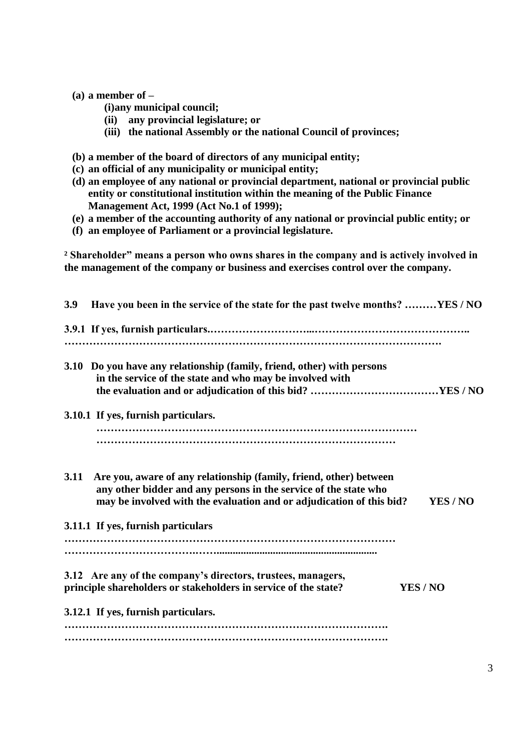**(a) a member of –**

- **(i)any municipal council;**
- **(ii) any provincial legislature; or**
- **(iii) the national Assembly or the national Council of provinces;**

**(b) a member of the board of directors of any municipal entity;**
**(c) an official of any municipality or municipal entity;**
**(d) an employee of any national or provincial department, national or provincial public entity or constitutional institution within the meaning of the Public Finance Management Act, 1999 (Act No.1 of 1999);**
**(e) a member of the accounting authority of any national or provincial public entity; or**
**(f) an employee of Parliament or a provincial legislature.**

**[2] Shareholder" means a person who owns shares in the company and is actively involved in the management of the company or business and exercises control over the company.**

**3.9 Have you been in the service of the state for the past twelve months? ………YES / NO**

**3.9.1 If yes, furnish particulars.…………………………...…………………………………….. ………………………………………………………………………………………….**

**3.10 Do you have any relationship (family, friend, other) with persons in the service of the state and who may be involved with the evaluation and or adjudication of this bid? ………………………………YES / NO**

**3.10.1 If yes, furnish particulars.**
**……………………………………………………………………………… …………………………………………………………………………**

**3.11 Are you, aware of any relationship (family, friend, other) between any other bidder and any persons in the service of the state who may be involved with the evaluation and or adjudication of this bid? YES / NO**

**3.11.1 If yes, furnish particulars**
**……………………………………………………………………………… ………………………………..…….............................................................**

**3.12 Are any of the company's directors, trustees, managers, principle shareholders or stakeholders in service of the state? YES / NO**

**3.12.1 If yes, furnish particulars.**
**……………………………………………………………………………. …………………………………………………………………………….**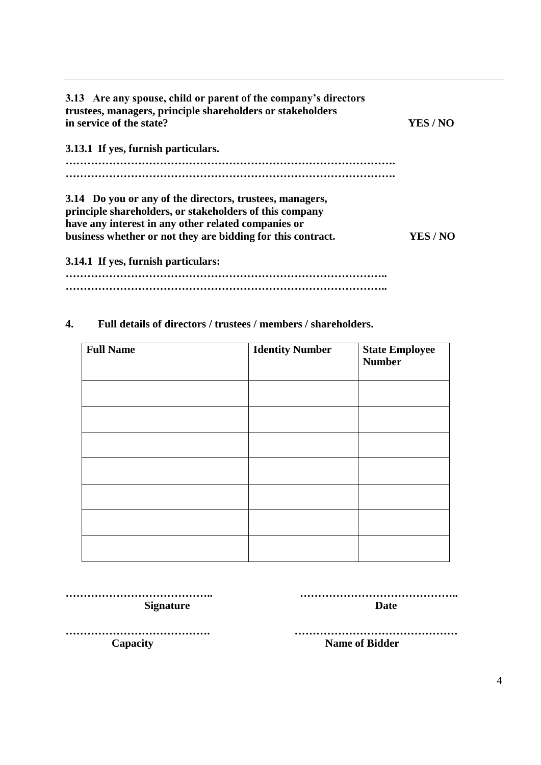**3.13 Are any spouse, child or parent of the company's directors trustees, managers, principle shareholders or stakeholders in service of the state? YES / NO**

**3.13.1 If yes, furnish particulars.**

**……………………………………………………………………………….**
**……………………………………………………………………………….**

**3.14 Do you or any of the directors, trustees, managers, principle shareholders, or stakeholders of this company have any interest in any other related companies or business whether or not they are bidding for this contract. YES / NO**

**3.14.1 If yes, furnish particulars:**

**……………………………………………………………………………..**
**……………………………………………………………………………..**

**4. Full details of directors / trustees / members / shareholders.**

| Full Name | Identity Number | State Employee Number |
|---|---|---|
| | | |
| | | |
| | | |
| | | |
| | | |
| | | |
| | | |

**…………………………………..** **……………………………………..**
**Signature** **Date**

**………………………………….** **………………………………………**
**Capacity** **Name of Bidder**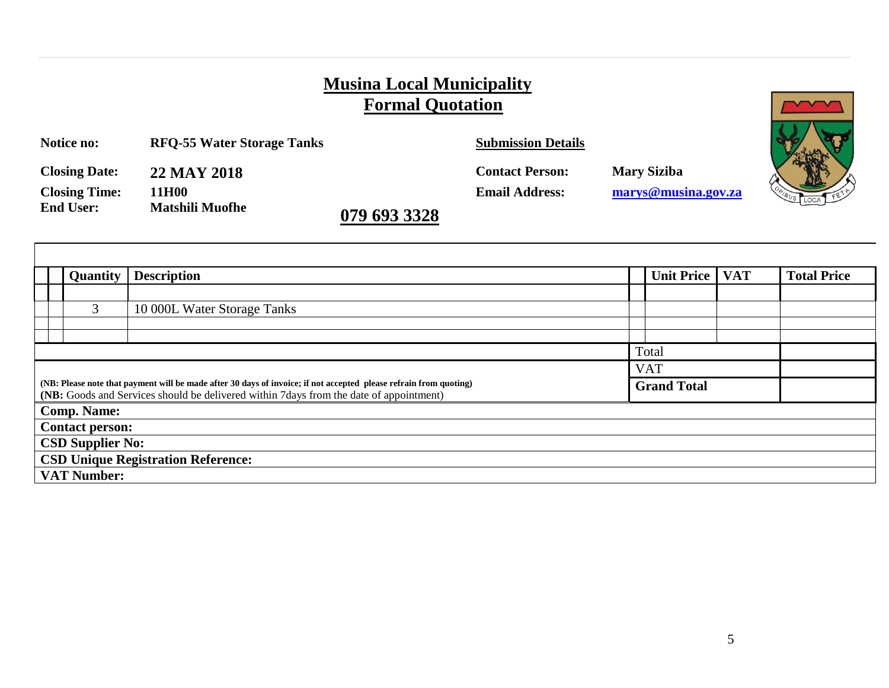# Musina Local Municipality
## Formal Quotation

**Notice no:** RFQ-55 Water Storage Tanks

**Closing Date:** 22 MAY 2018

**Closing Time:** 11H00

**End User:** Matshili Muofhe **079 693 3328**

**Submission Details**

**Contact Person:** Mary Siziba

**Email Address:** marys@musina.gov.za

| Quantity | Description | Unit Price | VAT | Total Price |
|---|---|---|---|---|
| | | | | |
| 3 | 10 000L Water Storage Tanks | | | |
| | | | | |
| | | | | |
| | | Total | | |
| | | VAT | | |
| | | **Grand Total** | | |

**(NB: Please note that payment will be made after 30 days of invoice; if not accepted please refrain from quoting)**
**(NB:** Goods and Services should be delivered within 7days from the date of appointment)

**Comp. Name:**

**Contact person:**

**CSD Supplier No:**

**CSD Unique Registration Reference:**

**VAT Number:**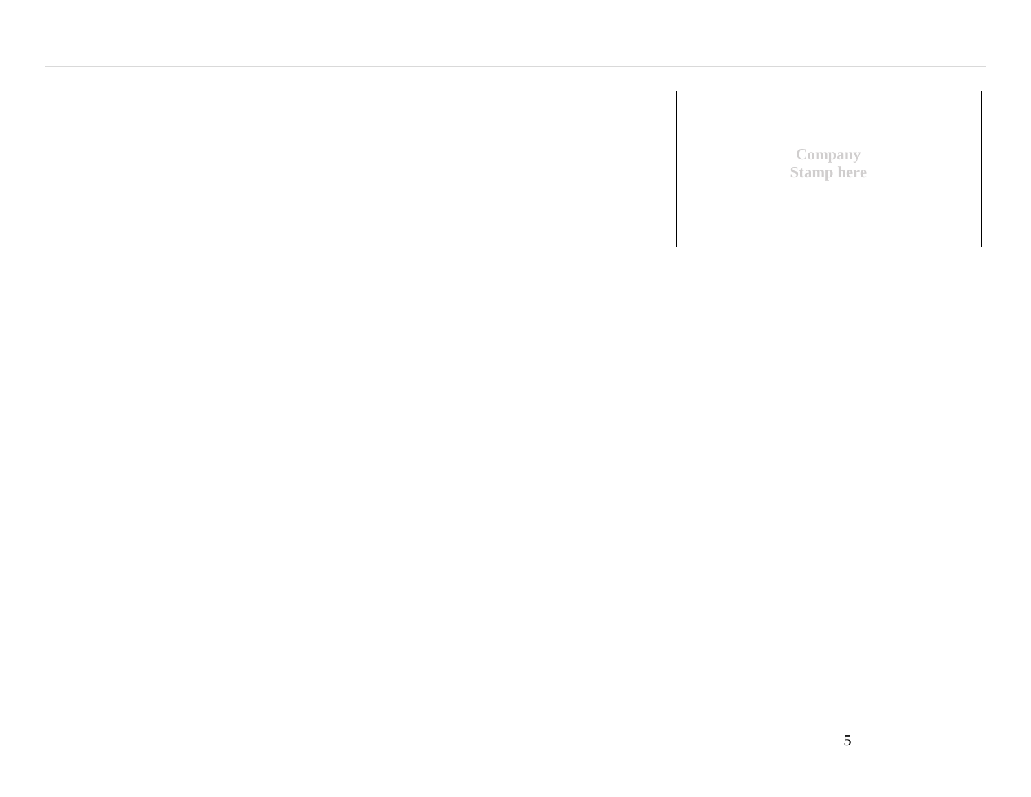Company
Stamp here